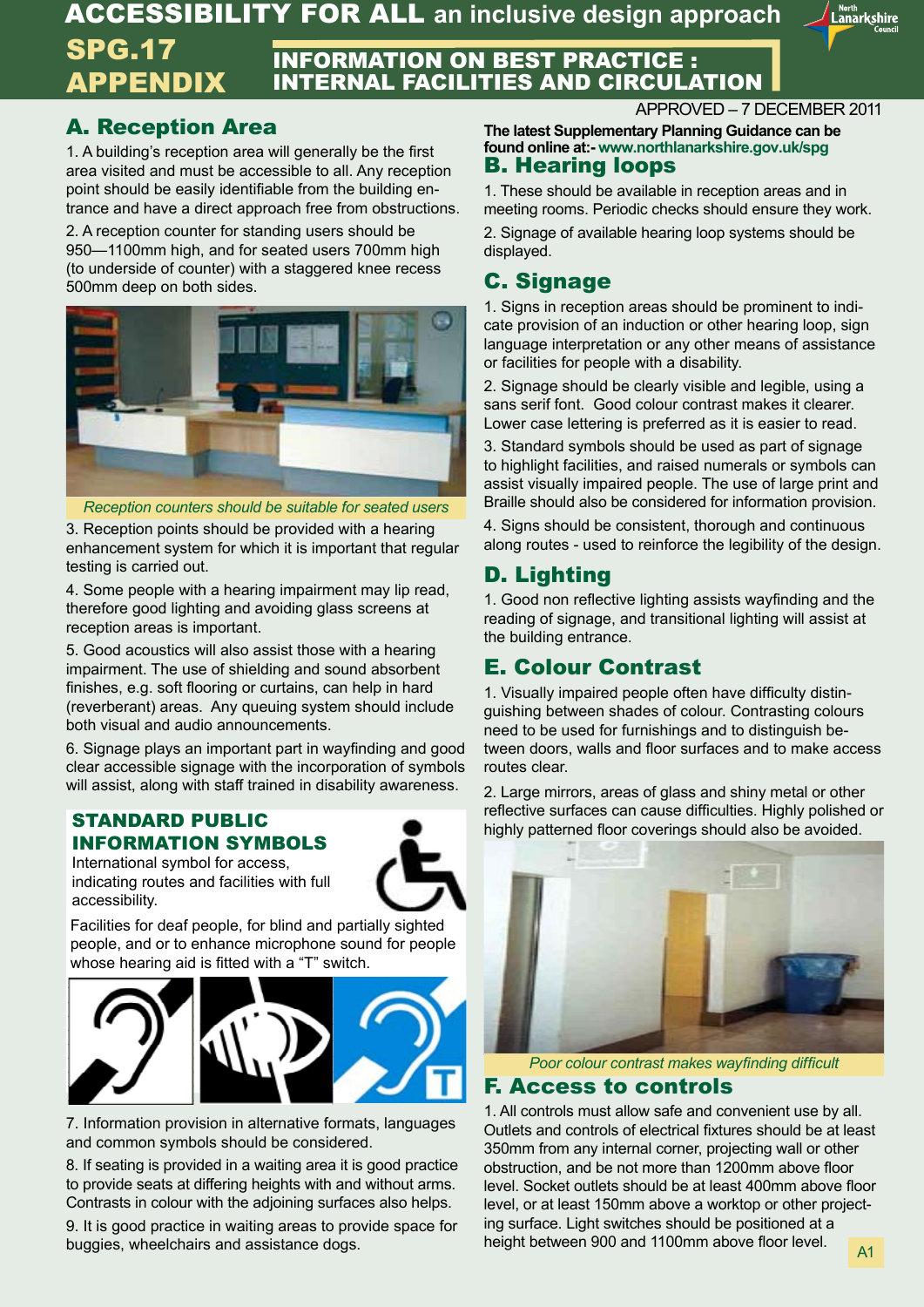# ACCESSIBILITY FOR ALL an inclusive design approach

## SPG.17 APPENDIX

## INFORMATION ON BEST PRACTICE : INTERNAL FACILITIES AND CIRCULATION

APPROVED – 7 DECEMBER 2011

**The latest Supplementary Planning Guidance can be found online at:- www.northlanarkshire.gov.uk/spg**

## A. Reception Area

1. A building's reception area will generally be the first area visited and must be accessible to all. Any reception point should be easily identifiable from the building entrance and have a direct approach free from obstructions.

2. A reception counter for standing users should be 950—1100mm high, and for seated users 700mm high (to underside of counter) with a staggered knee recess 500mm deep on both sides.

*Reception counters should be suitable for seated users*

3. Reception points should be provided with a hearing enhancement system for which it is important that regular testing is carried out.

4. Some people with a hearing impairment may lip read, therefore good lighting and avoiding glass screens at reception areas is important.

5. Good acoustics will also assist those with a hearing impairment. The use of shielding and sound absorbent finishes, e.g. soft flooring or curtains, can help in hard (reverberant) areas. Any queuing system should include both visual and audio announcements.

6. Signage plays an important part in wayfinding and good clear accessible signage with the incorporation of symbols will assist, along with staff trained in disability awareness.

### STANDARD PUBLIC INFORMATION SYMBOLS

International symbol for access, indicating routes and facilities with full accessibility.

Facilities for deaf people, for blind and partially sighted people, and or to enhance microphone sound for people whose hearing aid is fitted with a "T" switch.

7. Information provision in alternative formats, languages and common symbols should be considered.

8. If seating is provided in a waiting area it is good practice to provide seats at differing heights with and without arms. Contrasts in colour with the adjoining surfaces also helps.

9. It is good practice in waiting areas to provide space for buggies, wheelchairs and assistance dogs.

## B. Hearing loops

1. These should be available in reception areas and in meeting rooms. Periodic checks should ensure they work.

2. Signage of available hearing loop systems should be displayed.

## C. Signage

1. Signs in reception areas should be prominent to indicate provision of an induction or other hearing loop, sign language interpretation or any other means of assistance or facilities for people with a disability.

2. Signage should be clearly visible and legible, using a sans serif font. Good colour contrast makes it clearer. Lower case lettering is preferred as it is easier to read.

3. Standard symbols should be used as part of signage to highlight facilities, and raised numerals or symbols can assist visually impaired people. The use of large print and Braille should also be considered for information provision.

4. Signs should be consistent, thorough and continuous along routes - used to reinforce the legibility of the design.

## D. Lighting

1. Good non reflective lighting assists wayfinding and the reading of signage, and transitional lighting will assist at the building entrance.

## E. Colour Contrast

1. Visually impaired people often have difficulty distinguishing between shades of colour. Contrasting colours need to be used for furnishings and to distinguish between doors, walls and floor surfaces and to make access routes clear.

2. Large mirrors, areas of glass and shiny metal or other reflective surfaces can cause difficulties. Highly polished or highly patterned floor coverings should also be avoided.

*Poor colour contrast makes wayfinding difficult*

## F. Access to controls

1. All controls must allow safe and convenient use by all. Outlets and controls of electrical fixtures should be at least 350mm from any internal corner, projecting wall or other obstruction, and be not more than 1200mm above floor level. Socket outlets should be at least 400mm above floor level, or at least 150mm above a worktop or other projecting surface. Light switches should be positioned at a height between 900 and 1100mm above floor level.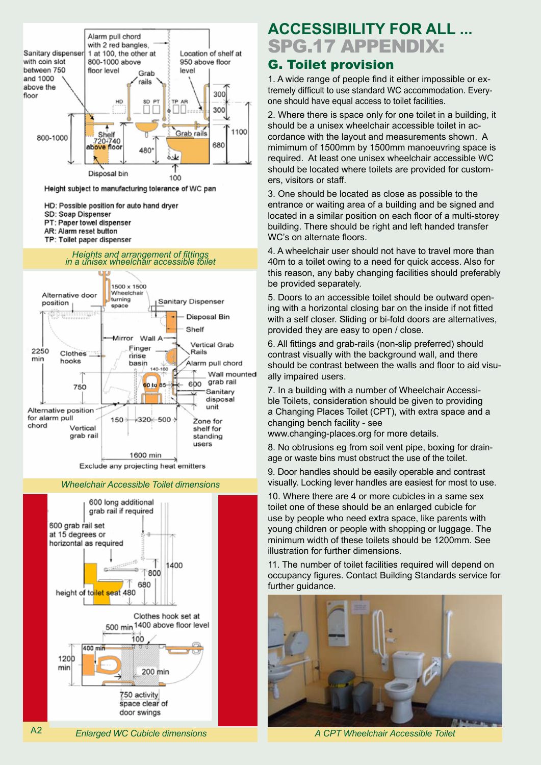# ACCESSIBILITY FOR ALL ...

# SPG.17 APPENDIX:

## G. Toilet provision

1. A wide range of people find it either impossible or extremely difficult to use standard WC accommodation. Everyone should have equal access to toilet facilities.

2. Where there is space only for one toilet in a building, it should be a unisex wheelchair accessible toilet in accordance with the layout and measurements shown. A mimimum of 1500mm by 1500mm manoeuvring space is required. At least one unisex wheelchair accessible WC should be located where toilets are provided for customers, visitors or staff.

3. One should be located as close as possible to the entrance or waiting area of a building and be signed and located in a similar position on each floor of a multi-storey building. There should be right and left handed transfer WC's on alternate floors.

4. A wheelchair user should not have to travel more than 40m to a toilet owing to a need for quick access. Also for this reason, any baby changing facilities should preferably be provided separately.

5. Doors to an accessible toilet should be outward opening with a horizontal closing bar on the inside if not fitted with a self closer. Sliding or bi-fold doors are alternatives, provided they are easy to open / close.

6. All fittings and grab-rails (non-slip preferred) should contrast visually with the background wall, and there should be contrast between the walls and floor to aid visually impaired users.

7. In a building with a number of Wheelchair Accessible Toilets, consideration should be given to providing a Changing Places Toilet (CPT), with extra space and a changing bench facility - see www.changing-places.org for more details.

8. No obtrusions eg from soil vent pipe, boxing for drainage or waste bins must obstruct the use of the toilet.

9. Door handles should be easily operable and contrast visually. Locking lever handles are easiest for most to use.

10. Where there are 4 or more cubicles in a same sex toilet one of these should be an enlarged cubicle for use by people who need extra space, like parents with young children or people with shopping or luggage. The minimum width of these toilets should be 1200mm. See illustration for further dimensions.

11. The number of toilet facilities required will depend on occupancy figures. Contact Building Standards service for further guidance.

*Heights and arrangement of fittings in a unisex wheelchair accessible toilet*

*Wheelchair Accessible Toilet dimensions*

*Enlarged WC Cubicle dimensions*

*A CPT Wheelchair Accessible Toilet*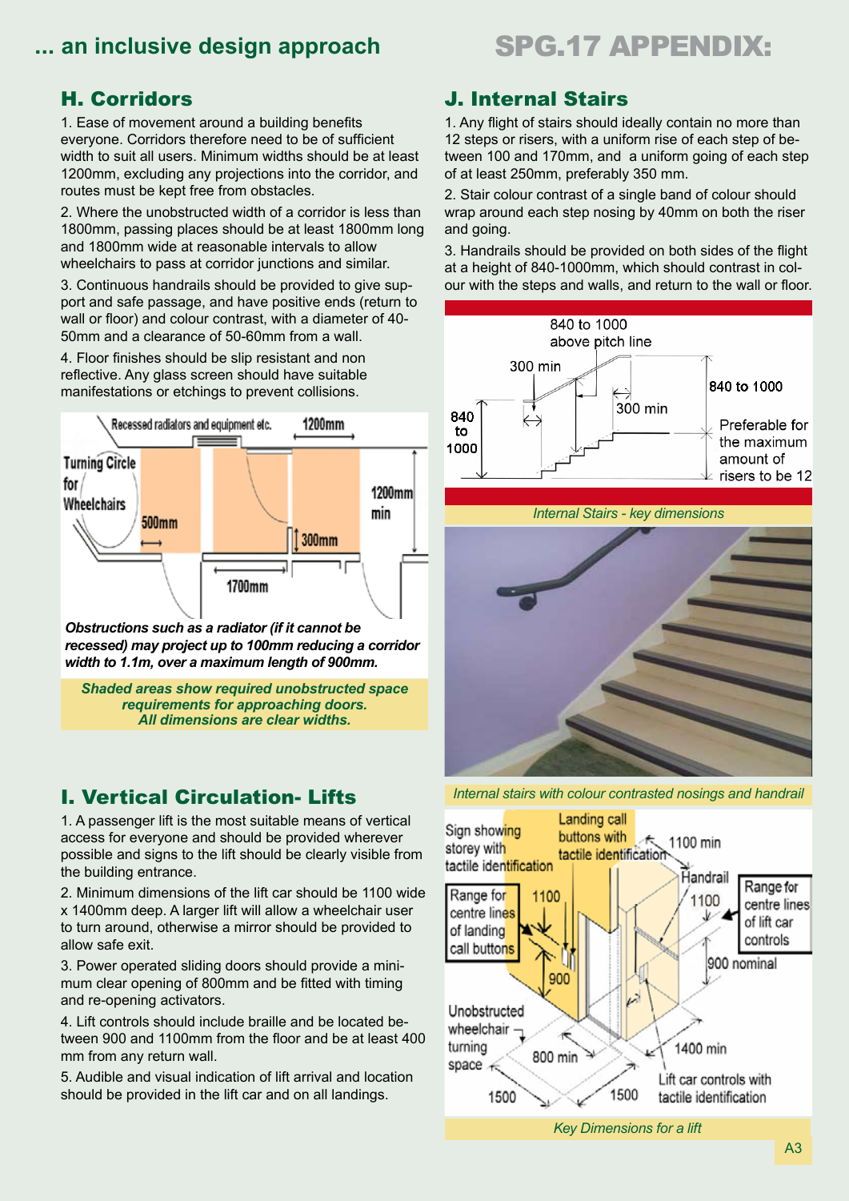# ... an inclusive design approach

## H. Corridors

1. Ease of movement around a building benefits everyone. Corridors therefore need to be of sufficient width to suit all users. Minimum widths should be at least 1200mm, excluding any projections into the corridor, and routes must be kept free from obstacles.

2. Where the unobstructed width of a corridor is less than 1800mm, passing places should be at least 1800mm long and 1800mm wide at reasonable intervals to allow wheelchairs to pass at corridor junctions and similar.

3. Continuous handrails should be provided to give support and safe passage, and have positive ends (return to wall or floor) and colour contrast, with a diameter of 40-50mm and a clearance of 50-60mm from a wall.

4. Floor finishes should be slip resistant and non reflective. Any glass screen should have suitable manifestations or etchings to prevent collisions.

***Obstructions such as a radiator (if it cannot be recessed) may project up to 100mm reducing a corridor width to 1.1m, over a maximum length of 900mm.***

*Shaded areas show required unobstructed space requirements for approaching doors. All dimensions are clear widths.*

## I. Vertical Circulation- Lifts

1. A passenger lift is the most suitable means of vertical access for everyone and should be provided wherever possible and signs to the lift should be clearly visible from the building entrance.

2. Minimum dimensions of the lift car should be 1100 wide x 1400mm deep. A larger lift will allow a wheelchair user to turn around, otherwise a mirror should be provided to allow safe exit.

3. Power operated sliding doors should provide a minimum clear opening of 800mm and be fitted with timing and re-opening activators.

4. Lift controls should include braille and be located between 900 and 1100mm from the floor and be at least 400 mm from any return wall.

5. Audible and visual indication of lift arrival and location should be provided in the lift car and on all landings.

# SPG.17 APPENDIX:

## J. Internal Stairs

1. Any flight of stairs should ideally contain no more than 12 steps or risers, with a uniform rise of each step of between 100 and 170mm, and a uniform going of each step of at least 250mm, preferably 350 mm.

2. Stair colour contrast of a single band of colour should wrap around each step nosing by 40mm on both the riser and going.

3. Handrails should be provided on both sides of the flight at a height of 840-1000mm, which should contrast in colour with the steps and walls, and return to the wall or floor.

*Internal Stairs - key dimensions*

*Internal stairs with colour contrasted nosings and handrail*

*Key Dimensions for a lift*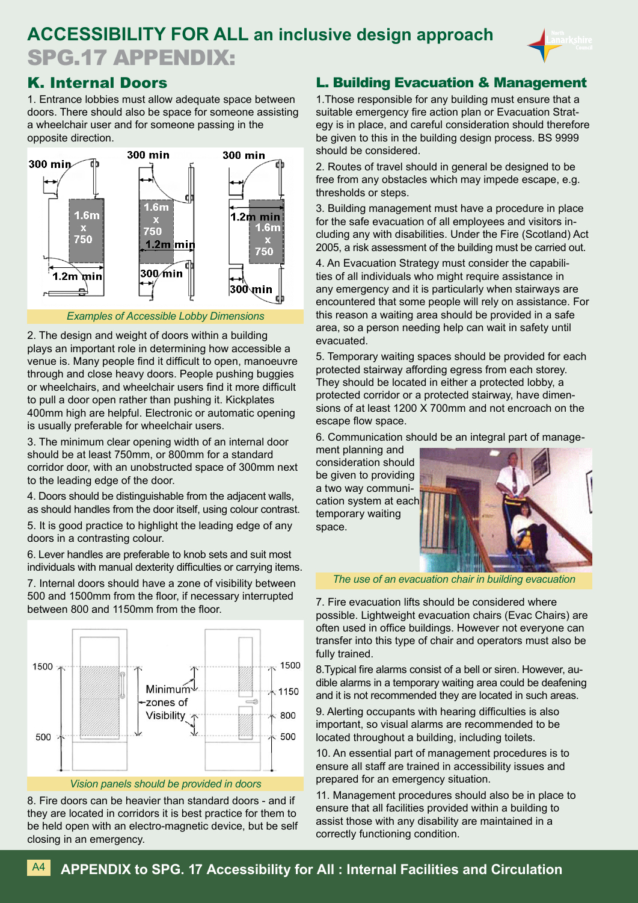# ACCESSIBILITY FOR ALL an inclusive design approach
# SPG.17 APPENDIX:

## K. Internal Doors

1. Entrance lobbies must allow adequate space between doors. There should also be space for someone assisting a wheelchair user and for someone passing in the opposite direction.

300 min
1.6m x 750
1.2m min
300 min
1.6m x 750
1.2m min
300 min
300 min
1.2m min
1.6m x 750
300 min

*Examples of Accessible Lobby Dimensions*

2. The design and weight of doors within a building plays an important role in determining how accessible a venue is. Many people find it difficult to open, manoeuvre through and close heavy doors. People pushing buggies or wheelchairs, and wheelchair users find it more difficult to pull a door open rather than pushing it. Kickplates 400mm high are helpful. Electronic or automatic opening is usually preferable for wheelchair users.

3. The minimum clear opening width of an internal door should be at least 750mm, or 800mm for a standard corridor door, with an unobstructed space of 300mm next to the leading edge of the door.

4. Doors should be distinguishable from the adjacent walls, as should handles from the door itself, using colour contrast.

5. It is good practice to highlight the leading edge of any doors in a contrasting colour.

6. Lever handles are preferable to knob sets and suit most individuals with manual dexterity difficulties or carrying items.

7. Internal doors should have a zone of visibility between 500 and 1500mm from the floor, if necessary interrupted between 800 and 1150mm from the floor.

1500
500
Minimum zones of Visibility
1500
1150
800
500

*Vision panels should be provided in doors*

8. Fire doors can be heavier than standard doors - and if they are located in corridors it is best practice for them to be held open with an electro-magnetic device, but be self closing in an emergency.

## L. Building Evacuation & Management

1. Those responsible for any building must ensure that a suitable emergency fire action plan or Evacuation Strategy is in place, and careful consideration should therefore be given to this in the building design process. BS 9999 should be considered.

2. Routes of travel should in general be designed to be free from any obstacles which may impede escape, e.g. thresholds or steps.

3. Building management must have a procedure in place for the safe evacuation of all employees and visitors including any with disabilities. Under the Fire (Scotland) Act 2005, a risk assessment of the building must be carried out.

4. An Evacuation Strategy must consider the capabilities of all individuals who might require assistance in any emergency and it is particularly when stairways are encountered that some people will rely on assistance. For this reason a waiting area should be provided in a safe area, so a person needing help can wait in safety until evacuated.

5. Temporary waiting spaces should be provided for each protected stairway affording egress from each storey. They should be located in either a protected lobby, a protected corridor or a protected stairway, have dimensions of at least 1200 X 700mm and not encroach on the escape flow space.

6. Communication should be an integral part of management planning and consideration should be given to providing a two way communication system at each temporary waiting space.

*The use of an evacuation chair in building evacuation*

7. Fire evacuation lifts should be considered where possible. Lightweight evacuation chairs (Evac Chairs) are often used in office buildings. However not everyone can transfer into this type of chair and operators must also be fully trained.

8. Typical fire alarms consist of a bell or siren. However, audible alarms in a temporary waiting area could be deafening and it is not recommended they are located in such areas.

9. Alerting occupants with hearing difficulties is also important, so visual alarms are recommended to be located throughout a building, including toilets.

10. An essential part of management procedures is to ensure all staff are trained in accessibility issues and prepared for an emergency situation.

11. Management procedures should also be in place to ensure that all facilities provided within a building to assist those with any disability are maintained in a correctly functioning condition.